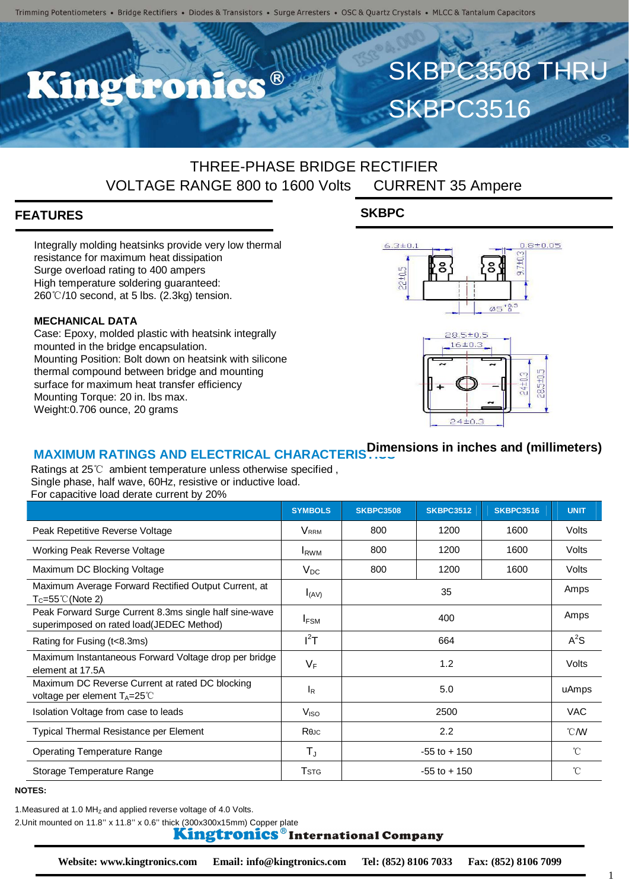Trimming Potentiometers • Bridge Rectifiers • Diodes & Transistors • Surge Arresters • OSC & Quartz Crystals • MLCC & Tantalum Capacitors

# Kingtronics®

# SKBPC3508 THRU SKBPC3516

## THREE-PHASE BRIDGE RECTIFIER

VOLTAGE RANGE 800 to 1600 Volts  CURRENT 35 Ampere

## FEATURES

Integrally molding heatsinks provide very low thermal resistance for maximum heat dissipation
Surge overload rating to 400 amperes
High temperature soldering guaranteed:
260℃/10 second, at 5 lbs. (2.3kg) tension.

**MECHANICAL DATA**

Case: Epoxy, molded plastic with heatsink integrally mounted in the bridge encapsulation.
Mounting Position: Bolt down on heatsink with silicone thermal compound between bridge and mounting surface for maximum heat transfer efficiency
Mounting Torque: 20 in. lbs max.
Weight:0.706 ounce, 20 grams

## SKBPC

6.3±0.1　0.8±0.05　9.7±0.3　22±0.5　Ø5 +0.3/-0

28.5±0.5　16±0.3　24±0.3　28.5±0.5　24±0.3

**Dimensions in inches and (millimeters)**

## MAXIMUM RATINGS AND ELECTRICAL CHARACTERISTICS

Ratings at 25℃ ambient temperature unless otherwise specified ,
Single phase, half wave, 60Hz, resistive or inductive load.
For capacitive load derate current by 20%

| | SYMBOLS | SKBPC3508 | SKBPC3512 | SKBPC3516 | UNIT |
|---|---|---|---|---|---|
| Peak Repetitive Reverse Voltage | $V_{RRM}$ | 800 | 1200 | 1600 | Volts |
| Working Peak Reverse Voltage | $I_{RWM}$ | 800 | 1200 | 1600 | Volts |
| Maximum DC Blocking Voltage | $V_{DC}$ | 800 | 1200 | 1600 | Volts |
| Maximum Average Forward Rectified Output Current, at $T_C$=55℃(Note 2) | $I_{(AV)}$ | 35 | | | Amps |
| Peak Forward Surge Current 8.3ms single half sine-wave superimposed on rated load(JEDEC Method) | $I_{FSM}$ | 400 | | | Amps |
| Rating for Fusing (t<8.3ms) | $I^2T$ | 664 | | | $A^2S$ |
| Maximum Instantaneous Forward Voltage drop per bridge element at 17.5A | $V_F$ | 1.2 | | | Volts |
| Maximum DC Reverse Current at rated DC blocking voltage per element $T_A$=25℃ | $I_R$ | 5.0 | | | uAmps |
| Isolation Voltage from case to leads | $V_{ISO}$ | 2500 | | | VAC |
| Typical Thermal Resistance per Element | $R_{\theta JC}$ | 2.2 | | | ℃/W |
| Operating Temperature Range | $T_J$ | -55 to + 150 | | | ℃ |
| Storage Temperature Range | $T_{STG}$ | -55 to + 150 | | | ℃ |

**NOTES:**

1.Measured at 1.0 $MH_Z$ and applied reverse voltage of 4.0 Volts.
2.Unit mounted on 11.8'' x 11.8'' x 0.6'' thick (300x300x15mm) Copper plate

**Kingtronics® International Company**

**Website: www.kingtronics.com  Email: info@kingtronics.com  Tel: (852) 8106 7033  Fax: (852) 8106 7099**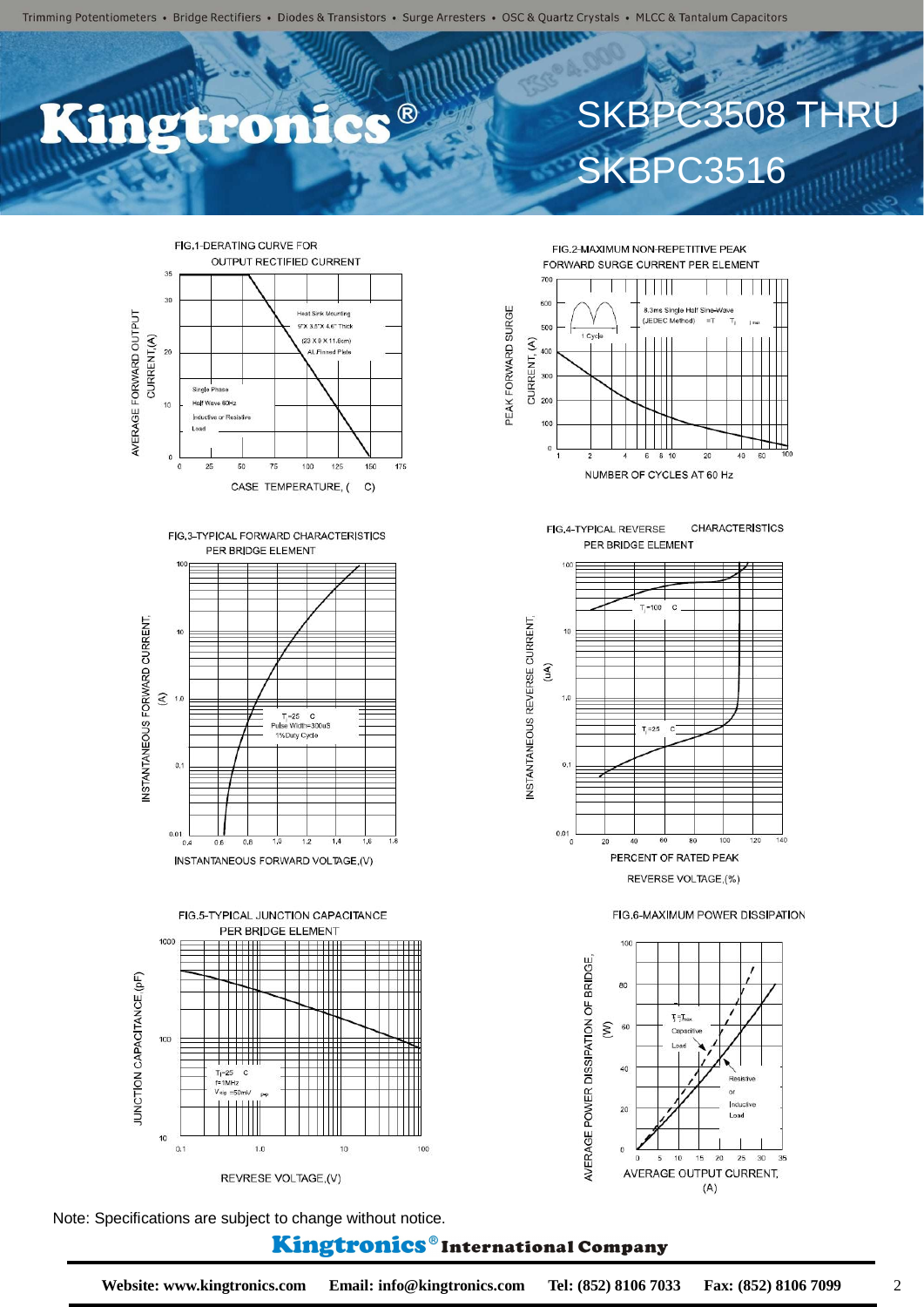# SKBPC3508 THRU SKBPC3516

FIG.1-DERATING CURVE FOR OUTPUT RECTIFIED CURRENT

AVERAGE FORWARD OUTPUT CURRENT,(A)

35
30
20
10
0

0 25 50 75 100 125 150 175

CASE TEMPERATURE, ( C)

Heat Sink Mounting
5"X 3.5"X 4.6" Thick
(23 X 8 X 11.6cm)
Al.Finned Plate

Single Phase
Half Wave 60Hz
Inductive or Resistive
Load

FIG.2-MAXIMUM NON-REPETITIVE PEAK FORWARD SURGE CURRENT PER ELEMENT

PEAK FORWARD SURGE CURRENT,(A)

700
600
500
400
300
200
100
0

1 2 4 6 8 10 20 40 60 100

NUMBER OF CYCLES AT 60 Hz

8.3ms Single Half Sine-Wave
(JEDEC Method)

1 Cycle

FIG.3-TYPICAL FORWARD CHARACTERISTICS PER BRIDGE ELEMENT

INSTANTANEOUS FORWARD CURRENT, (A)

100
10
1.0
0.1
0.01

0.4 0.6 0.8 1.0 1.2 1.4 1.6 1.8

INSTANTANEOUS FORWARD VOLTAGE,(V)

$T_j$=25 C
Pulse Width=300uS
1%Duty Cycle

FIG.4-TYPICAL REVERSE CHARACTERISTICS PER BRIDGE ELEMENT

INSTANTANEOUS REVERSE CURRENT, (uA)

100
10
1.0
0.1
0.01

0 20 40 60 80 100 120 140

PERCENT OF RATED PEAK REVERSE VOLTAGE,(%)

$T_j$=100 C

$T_j$=25 C

FIG.5-TYPICAL JUNCTION CAPACITANCE PER BRIDGE ELEMENT

JUNCTION CAPACITANCE,(pF)

1000
100
10

0.1 1.0 10 100

REVRESE VOLTAGE,(V)

$T_j$=25 C
f=1MHz
$V_{sig}$ =50mV p-p

FIG.6-MAXIMUM POWER DISSIPATION

AVERAGE POWER DISSIPATION OF BRIDGE, (W)

100
80
60
40
20
0

0 5 10 15 20 25 30 35

AVERAGE OUTPUT CURRENT, (A)

$T_j$=$T_{jmax}$
Capacitive
Load

Resistive
or
Inductive
Load

Note: Specifications are subject to change without notice.

Kingtronics® International Company

Website: www.kingtronics.com Email: info@kingtronics.com Tel: (852) 8106 7033 Fax: (852) 8106 7099